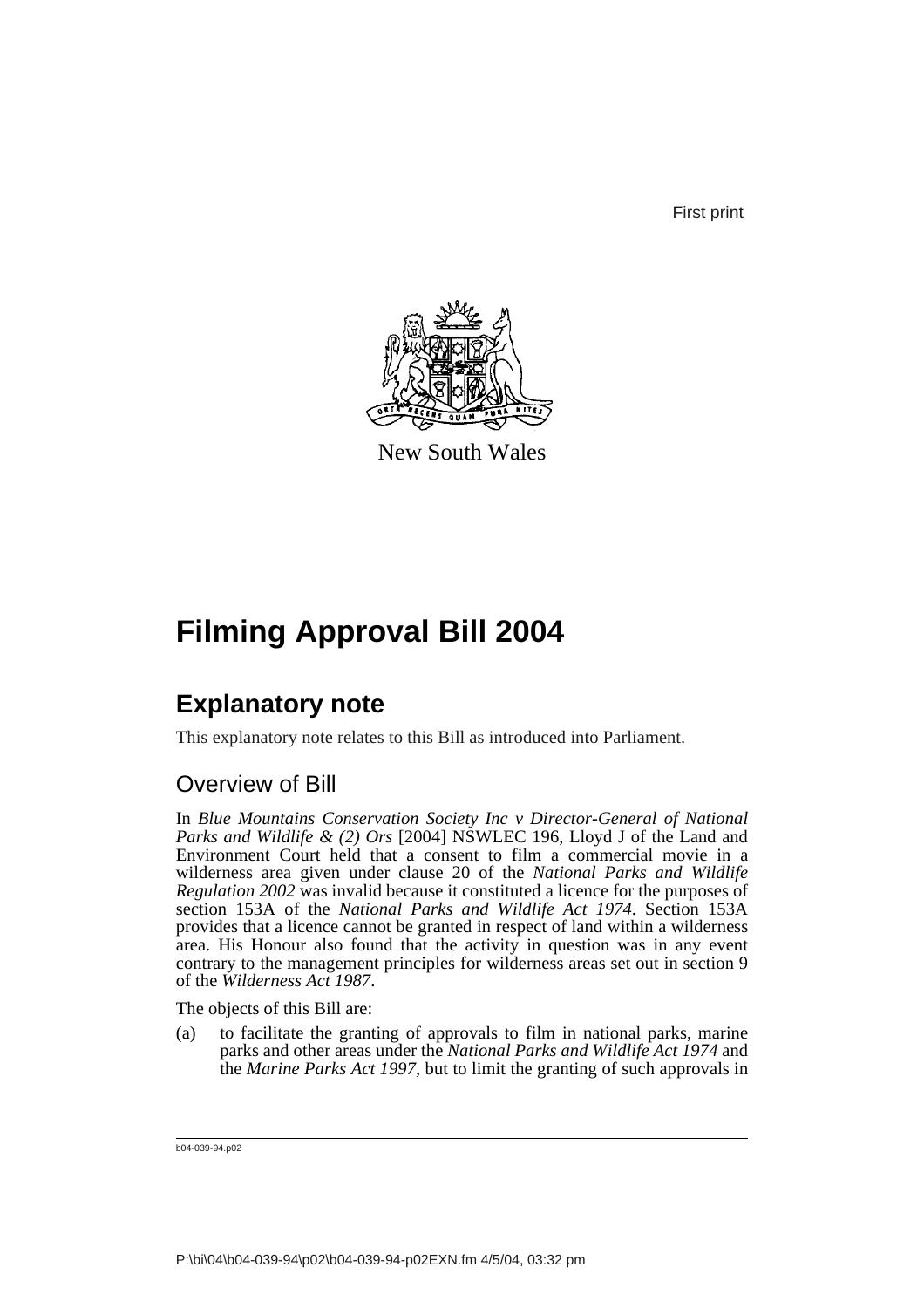First print

New South Wales

# Filming Approval Bill 2004

## Explanatory note

This explanatory note relates to this Bill as introduced into Parliament.

### Overview of Bill

In *Blue Mountains Conservation Society Inc v Director-General of National Parks and Wildlife & (2) Ors* [2004] NSWLEC 196, Lloyd J of the Land and Environment Court held that a consent to film a commercial movie in a wilderness area given under clause 20 of the *National Parks and Wildlife Regulation 2002* was invalid because it constituted a licence for the purposes of section 153A of the *National Parks and Wildlife Act 1974*. Section 153A provides that a licence cannot be granted in respect of land within a wilderness area. His Honour also found that the activity in question was in any event contrary to the management principles for wilderness areas set out in section 9 of the *Wilderness Act 1987*.

The objects of this Bill are:

(a) to facilitate the granting of approvals to film in national parks, marine parks and other areas under the *National Parks and Wildlife Act 1974* and the *Marine Parks Act 1997*, but to limit the granting of such approvals in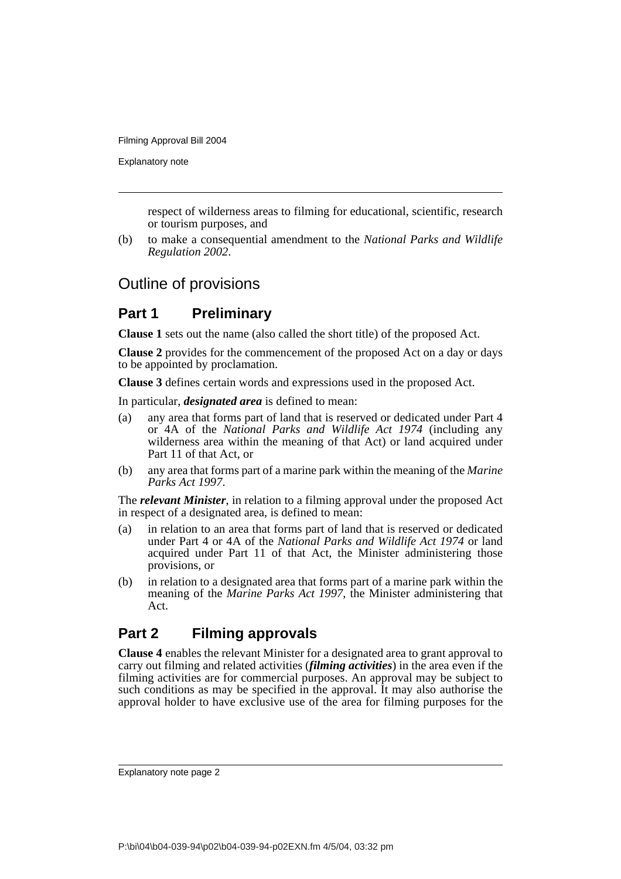respect of wilderness areas to filming for educational, scientific, research or tourism purposes, and

(b) to make a consequential amendment to the *National Parks and Wildlife Regulation 2002*.

## Outline of provisions

### Part 1 Preliminary

**Clause 1** sets out the name (also called the short title) of the proposed Act.

**Clause 2** provides for the commencement of the proposed Act on a day or days to be appointed by proclamation.

**Clause 3** defines certain words and expressions used in the proposed Act.

In particular, ***designated area*** is defined to mean:

(a) any area that forms part of land that is reserved or dedicated under Part 4 or 4A of the *National Parks and Wildlife Act 1974* (including any wilderness area within the meaning of that Act) or land acquired under Part 11 of that Act, or

(b) any area that forms part of a marine park within the meaning of the *Marine Parks Act 1997*.

The ***relevant Minister***, in relation to a filming approval under the proposed Act in respect of a designated area, is defined to mean:

(a) in relation to an area that forms part of land that is reserved or dedicated under Part 4 or 4A of the *National Parks and Wildlife Act 1974* or land acquired under Part 11 of that Act, the Minister administering those provisions, or

(b) in relation to a designated area that forms part of a marine park within the meaning of the *Marine Parks Act 1997*, the Minister administering that Act.

### Part 2 Filming approvals

**Clause 4** enables the relevant Minister for a designated area to grant approval to carry out filming and related activities (***filming activities***) in the area even if the filming activities are for commercial purposes. An approval may be subject to such conditions as may be specified in the approval. It may also authorise the approval holder to have exclusive use of the area for filming purposes for the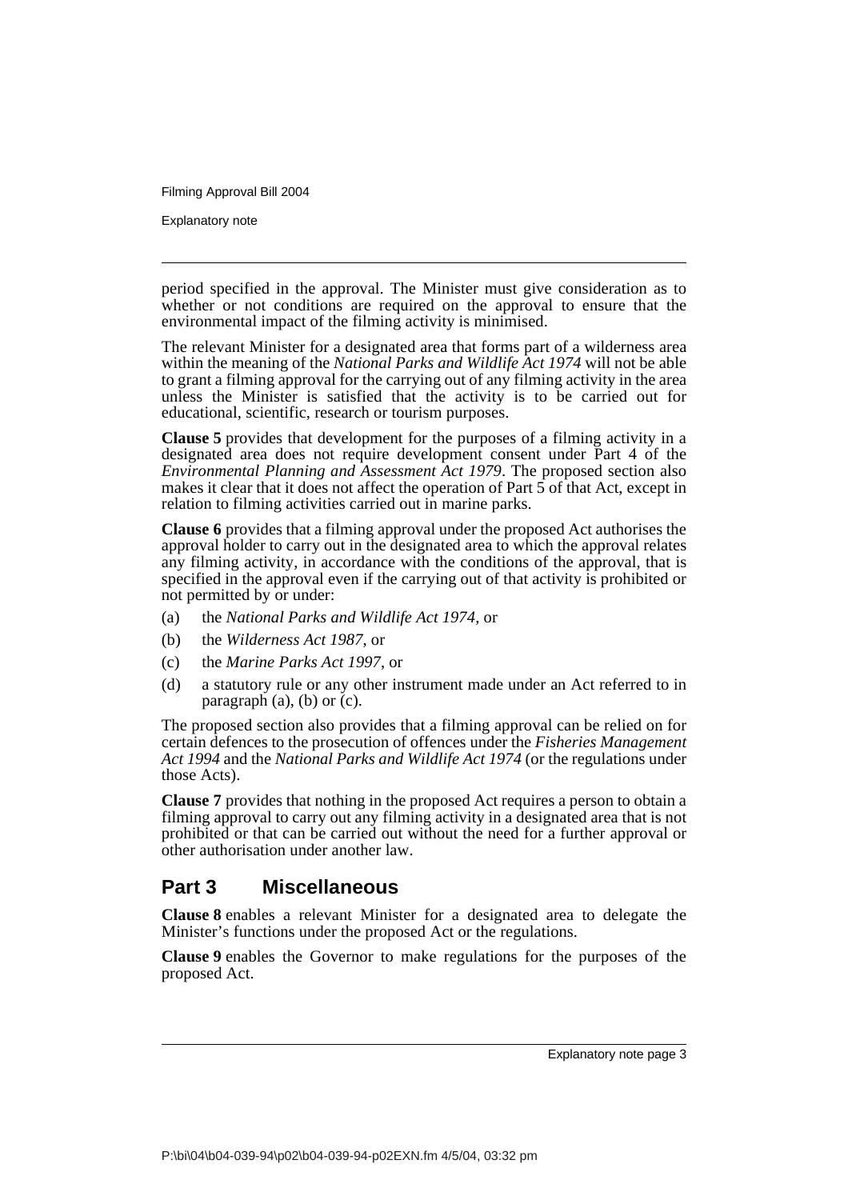period specified in the approval. The Minister must give consideration as to whether or not conditions are required on the approval to ensure that the environmental impact of the filming activity is minimised.

The relevant Minister for a designated area that forms part of a wilderness area within the meaning of the *National Parks and Wildlife Act 1974* will not be able to grant a filming approval for the carrying out of any filming activity in the area unless the Minister is satisfied that the activity is to be carried out for educational, scientific, research or tourism purposes.

**Clause 5** provides that development for the purposes of a filming activity in a designated area does not require development consent under Part 4 of the *Environmental Planning and Assessment Act 1979*. The proposed section also makes it clear that it does not affect the operation of Part 5 of that Act, except in relation to filming activities carried out in marine parks.

**Clause 6** provides that a filming approval under the proposed Act authorises the approval holder to carry out in the designated area to which the approval relates any filming activity, in accordance with the conditions of the approval, that is specified in the approval even if the carrying out of that activity is prohibited or not permitted by or under:

(a) the *National Parks and Wildlife Act 1974*, or

(b) the *Wilderness Act 1987*, or

(c) the *Marine Parks Act 1997*, or

(d) a statutory rule or any other instrument made under an Act referred to in paragraph (a), (b) or (c).

The proposed section also provides that a filming approval can be relied on for certain defences to the prosecution of offences under the *Fisheries Management Act 1994* and the *National Parks and Wildlife Act 1974* (or the regulations under those Acts).

**Clause 7** provides that nothing in the proposed Act requires a person to obtain a filming approval to carry out any filming activity in a designated area that is not prohibited or that can be carried out without the need for a further approval or other authorisation under another law.

## Part 3 Miscellaneous

**Clause 8** enables a relevant Minister for a designated area to delegate the Minister's functions under the proposed Act or the regulations.

**Clause 9** enables the Governor to make regulations for the purposes of the proposed Act.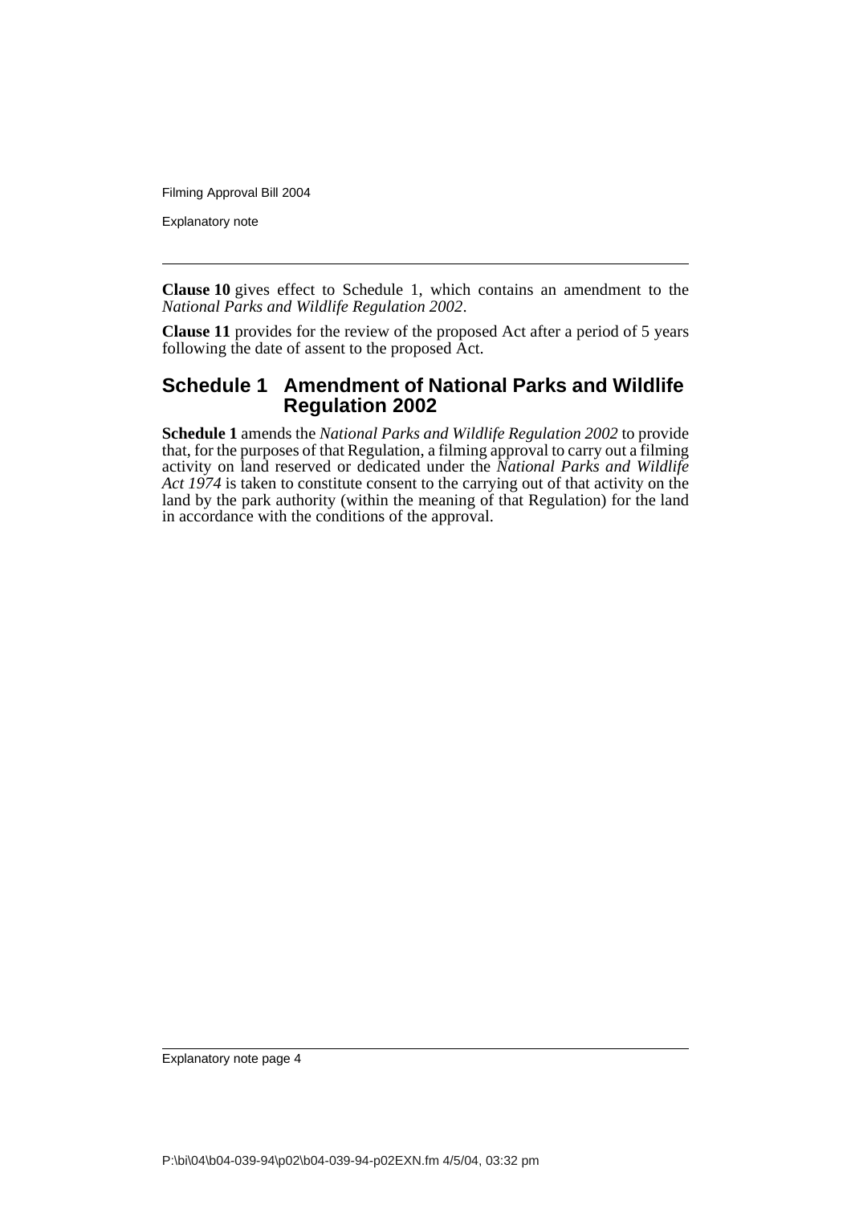**Clause 10** gives effect to Schedule 1, which contains an amendment to the *National Parks and Wildlife Regulation 2002*.

**Clause 11** provides for the review of the proposed Act after a period of 5 years following the date of assent to the proposed Act.

## Schedule 1 Amendment of National Parks and Wildlife Regulation 2002

**Schedule 1** amends the *National Parks and Wildlife Regulation 2002* to provide that, for the purposes of that Regulation, a filming approval to carry out a filming activity on land reserved or dedicated under the *National Parks and Wildlife Act 1974* is taken to constitute consent to the carrying out of that activity on the land by the park authority (within the meaning of that Regulation) for the land in accordance with the conditions of the approval.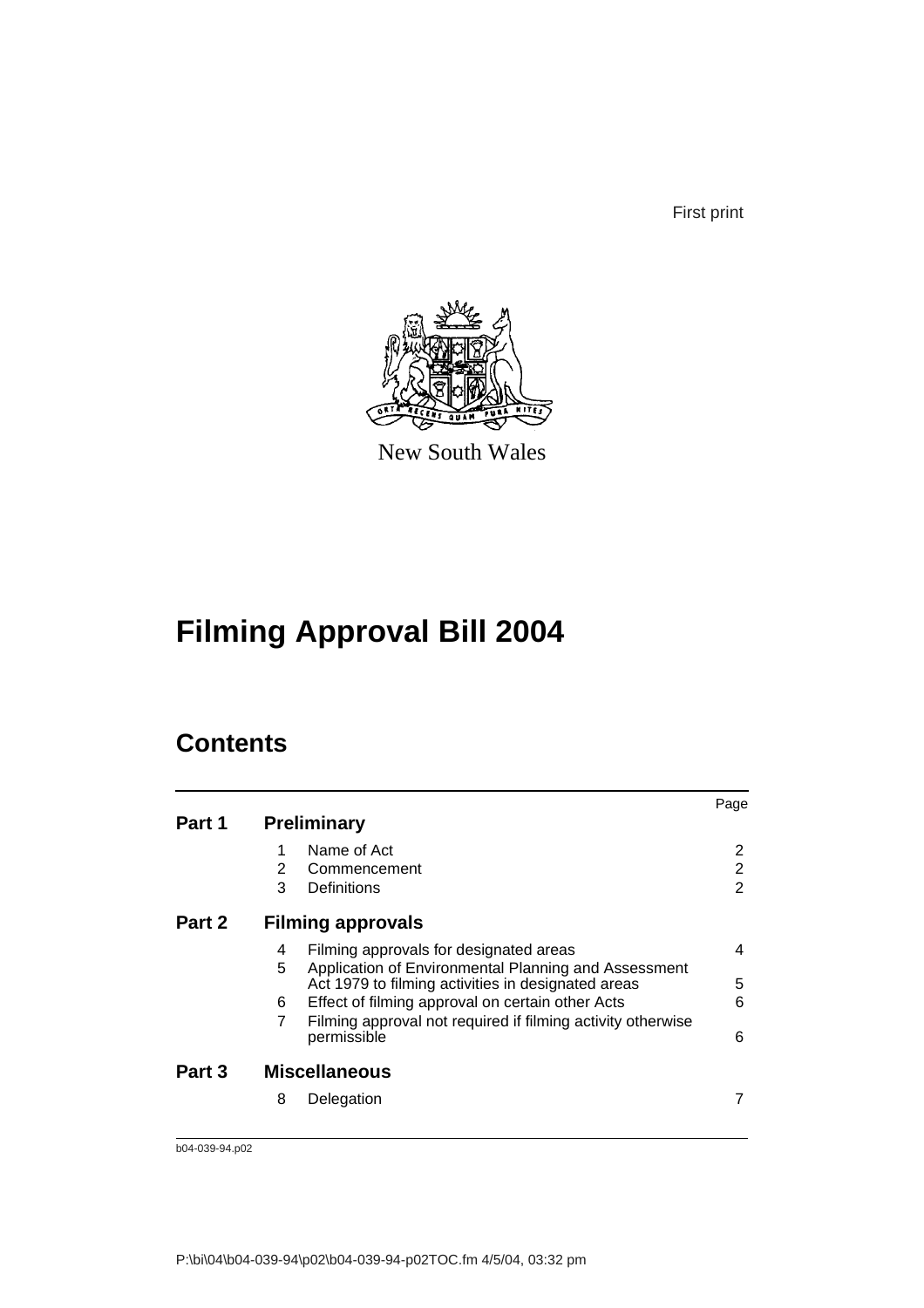First print

New South Wales

# Filming Approval Bill 2004

## Contents

| | | | Page |
|---|---|---|---|
| **Part 1** | **Preliminary** | | |
| | 1 | Name of Act | 2 |
| | 2 | Commencement | 2 |
| | 3 | Definitions | 2 |
| **Part 2** | **Filming approvals** | | |
| | 4 | Filming approvals for designated areas | 4 |
| | 5 | Application of Environmental Planning and Assessment Act 1979 to filming activities in designated areas | 5 |
| | 6 | Effect of filming approval on certain other Acts | 6 |
| | 7 | Filming approval not required if filming activity otherwise permissible | 6 |
| **Part 3** | **Miscellaneous** | | |
| | 8 | Delegation | 7 |

b04-039-94.p02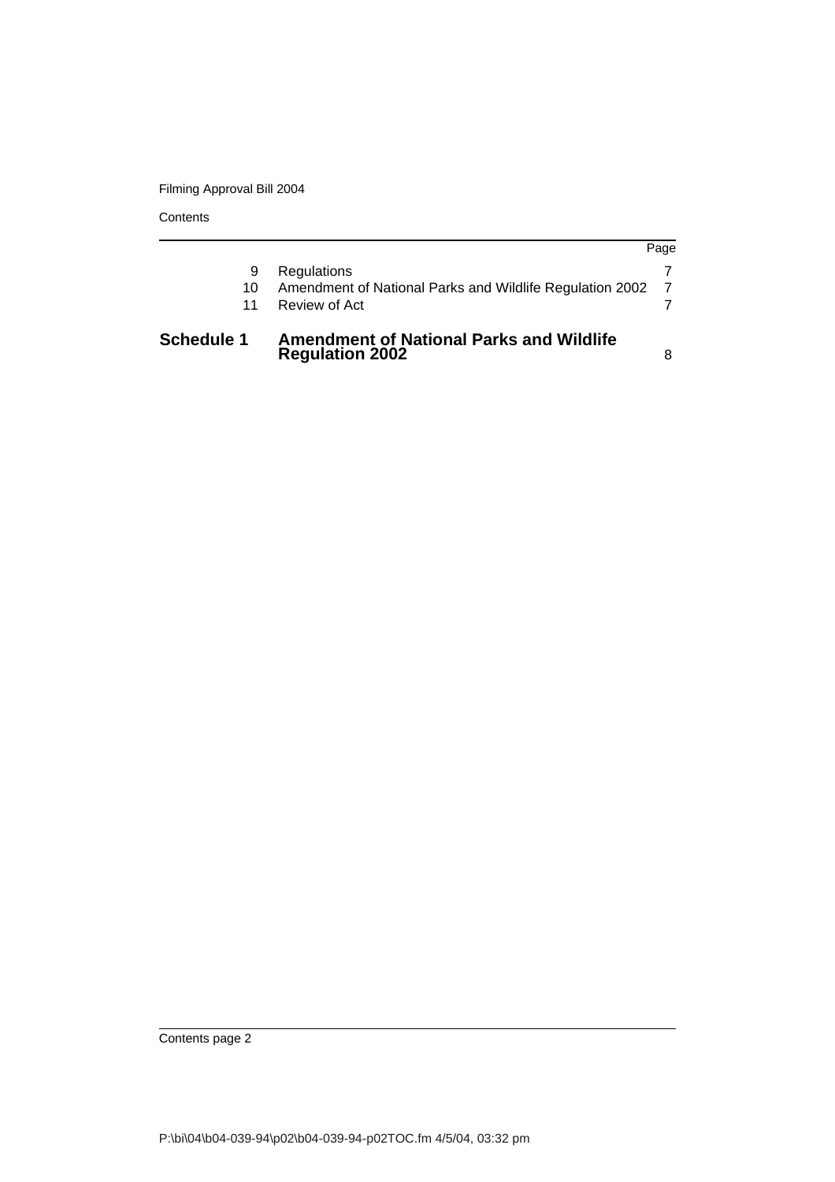| | | Page |
|---|---|---|
| 9 | Regulations | 7 |
| 10 | Amendment of National Parks and Wildlife Regulation 2002 | 7 |
| 11 | Review of Act | 7 |
| **Schedule 1** | **Amendment of National Parks and Wildlife Regulation 2002** | 8 |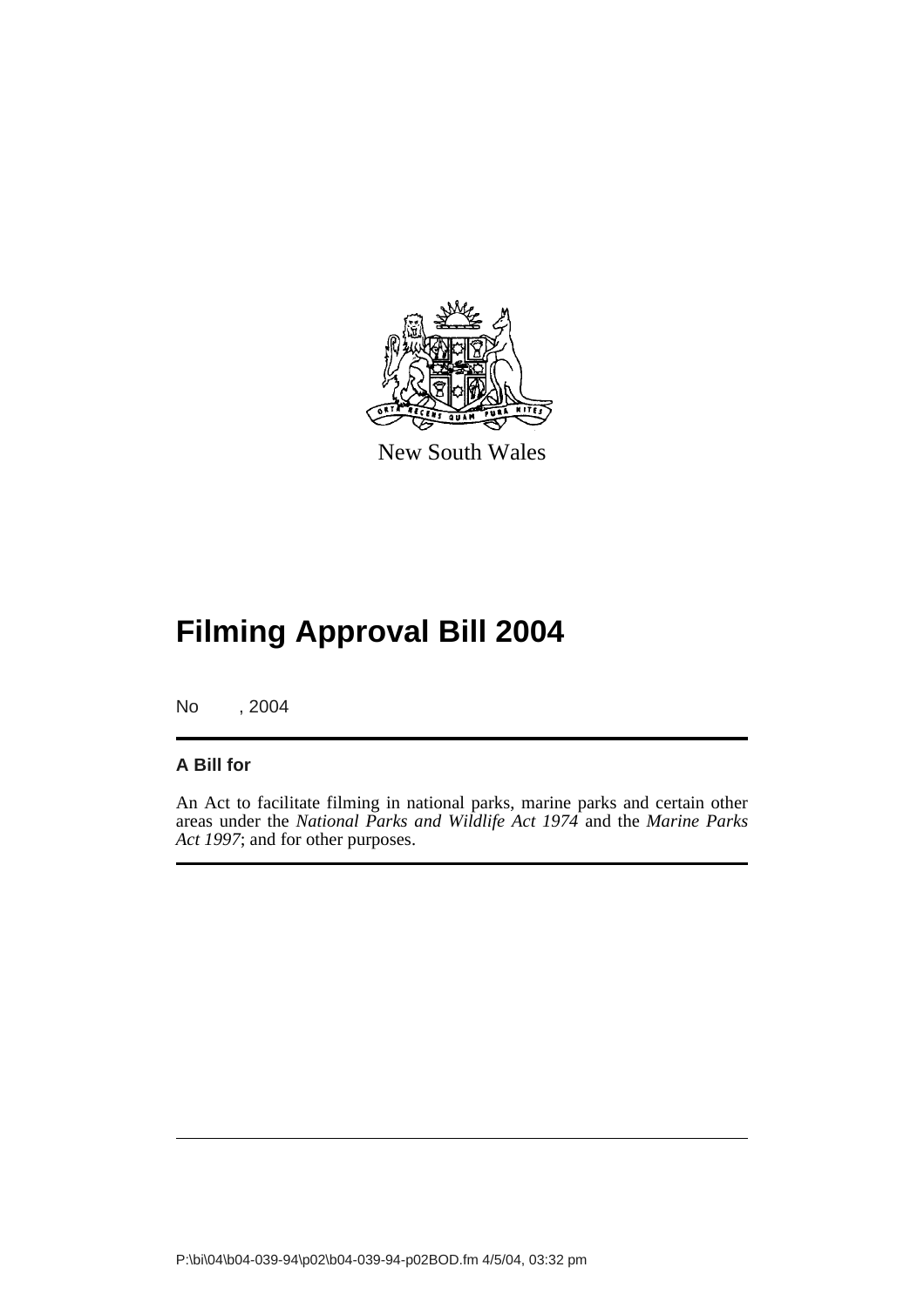New South Wales

# Filming Approval Bill 2004

No , 2004

**A Bill for**

An Act to facilitate filming in national parks, marine parks and certain other areas under the *National Parks and Wildlife Act 1974* and the *Marine Parks Act 1997*; and for other purposes.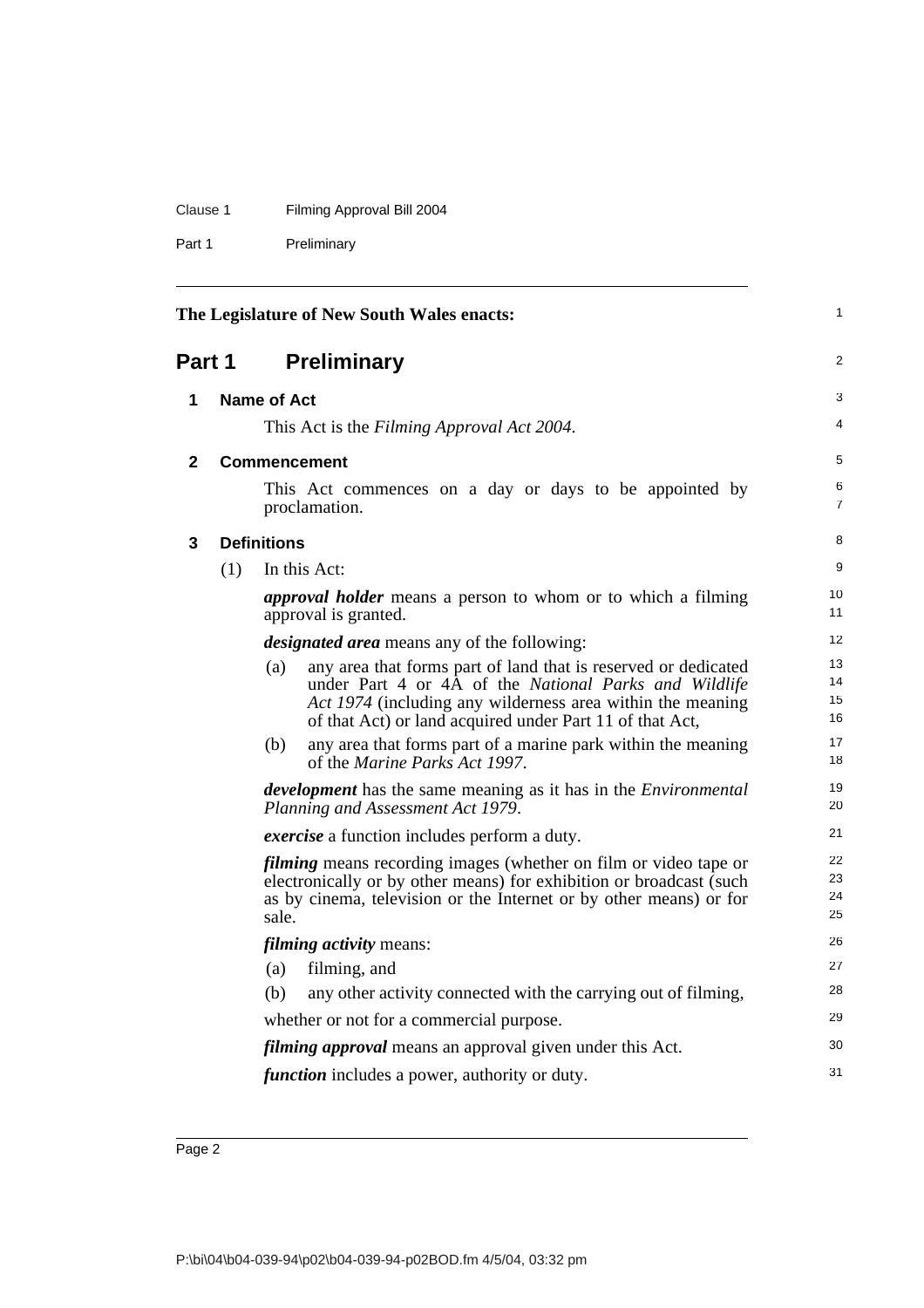The Legislature of New South Wales enacts:

# Part 1 Preliminary

## 1 Name of Act

This Act is the *Filming Approval Act 2004*.

## 2 Commencement

This Act commences on a day or days to be appointed by proclamation.

## 3 Definitions

(1) In this Act:

***approval holder*** means a person to whom or to which a filming approval is granted.

***designated area*** means any of the following:

(a) any area that forms part of land that is reserved or dedicated under Part 4 or 4A of the *National Parks and Wildlife Act 1974* (including any wilderness area within the meaning of that Act) or land acquired under Part 11 of that Act,

(b) any area that forms part of a marine park within the meaning of the *Marine Parks Act 1997*.

***development*** has the same meaning as it has in the *Environmental Planning and Assessment Act 1979*.

***exercise*** a function includes perform a duty.

***filming*** means recording images (whether on film or video tape or electronically or by other means) for exhibition or broadcast (such as by cinema, television or the Internet or by other means) or for sale.

***filming activity*** means:

(a) filming, and

(b) any other activity connected with the carrying out of filming,

whether or not for a commercial purpose.

***filming approval*** means an approval given under this Act.

***function*** includes a power, authority or duty.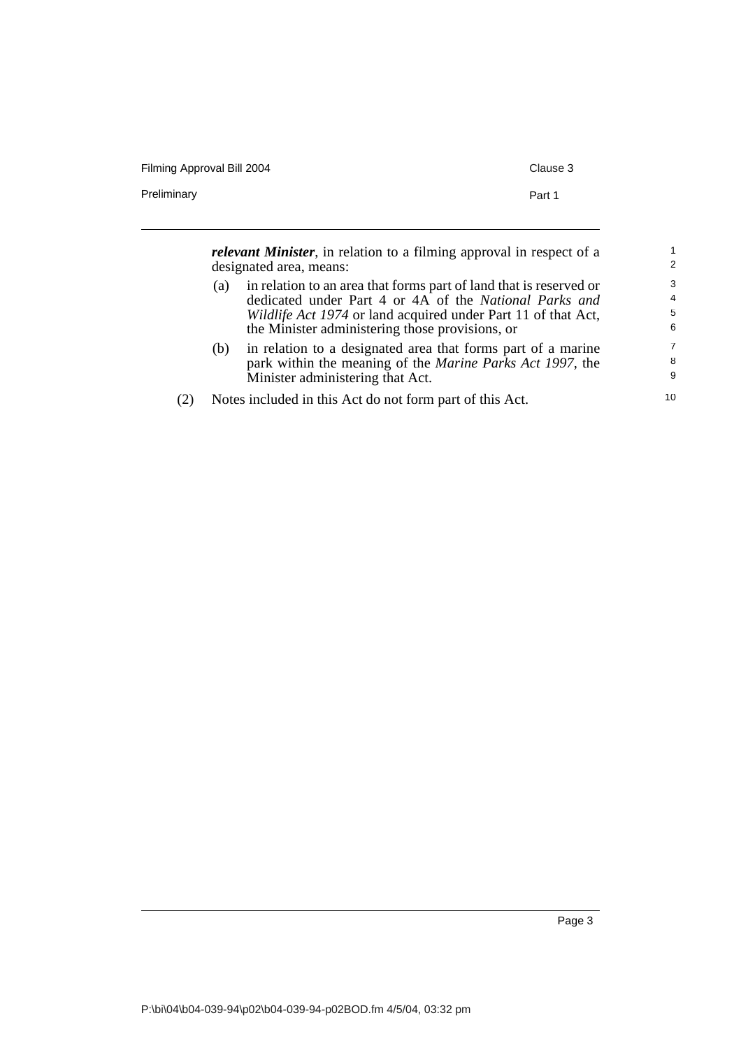***relevant Minister***, in relation to a filming approval in respect of a designated area, means:

(a) in relation to an area that forms part of land that is reserved or dedicated under Part 4 or 4A of the *National Parks and Wildlife Act 1974* or land acquired under Part 11 of that Act, the Minister administering those provisions, or

(b) in relation to a designated area that forms part of a marine park within the meaning of the *Marine Parks Act 1997*, the Minister administering that Act.

(2) Notes included in this Act do not form part of this Act.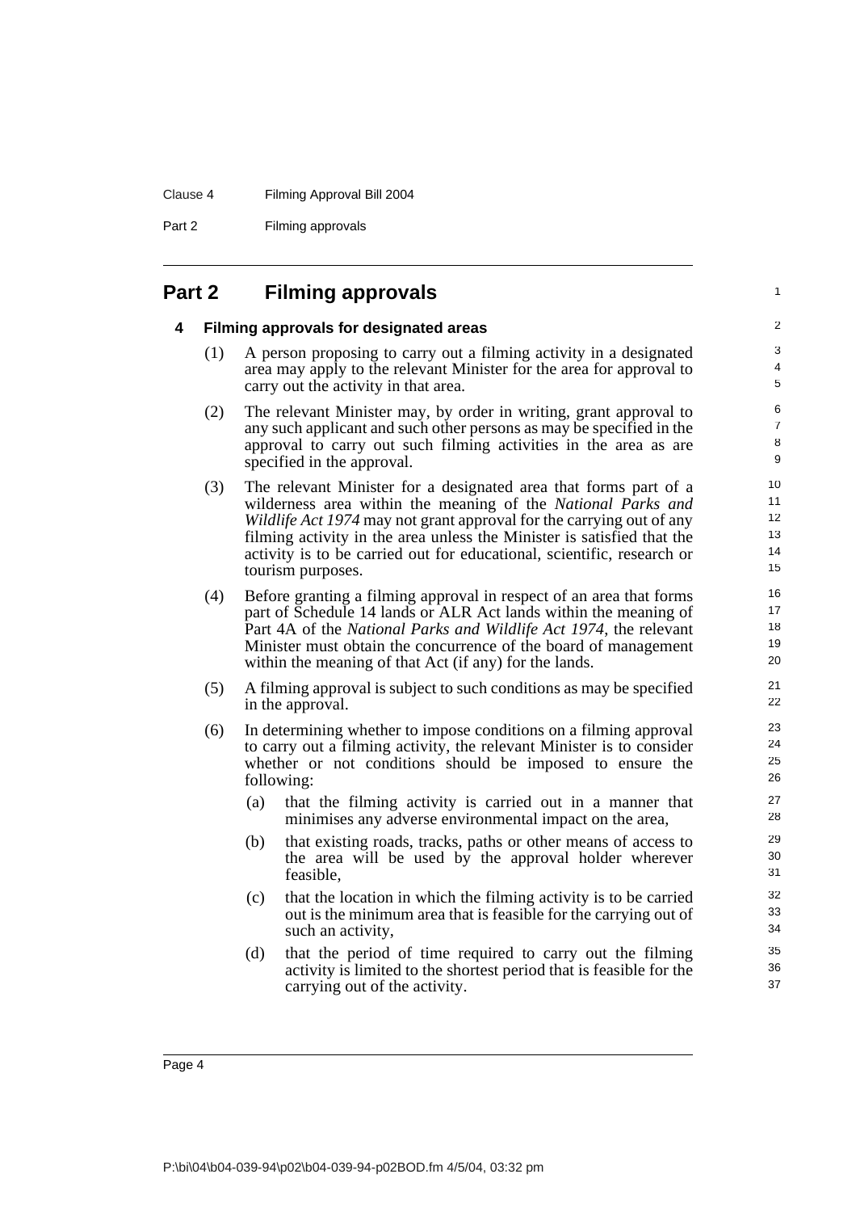## Part 2 Filming approvals

### 4 Filming approvals for designated areas

(1) A person proposing to carry out a filming activity in a designated area may apply to the relevant Minister for the area for approval to carry out the activity in that area.

(2) The relevant Minister may, by order in writing, grant approval to any such applicant and such other persons as may be specified in the approval to carry out such filming activities in the area as are specified in the approval.

(3) The relevant Minister for a designated area that forms part of a wilderness area within the meaning of the *National Parks and Wildlife Act 1974* may not grant approval for the carrying out of any filming activity in the area unless the Minister is satisfied that the activity is to be carried out for educational, scientific, research or tourism purposes.

(4) Before granting a filming approval in respect of an area that forms part of Schedule 14 lands or ALR Act lands within the meaning of Part 4A of the *National Parks and Wildlife Act 1974*, the relevant Minister must obtain the concurrence of the board of management within the meaning of that Act (if any) for the lands.

(5) A filming approval is subject to such conditions as may be specified in the approval.

(6) In determining whether to impose conditions on a filming approval to carry out a filming activity, the relevant Minister is to consider whether or not conditions should be imposed to ensure the following:

- (a) that the filming activity is carried out in a manner that minimises any adverse environmental impact on the area,
- (b) that existing roads, tracks, paths or other means of access to the area will be used by the approval holder wherever feasible,
- (c) that the location in which the filming activity is to be carried out is the minimum area that is feasible for the carrying out of such an activity,
- (d) that the period of time required to carry out the filming activity is limited to the shortest period that is feasible for the carrying out of the activity.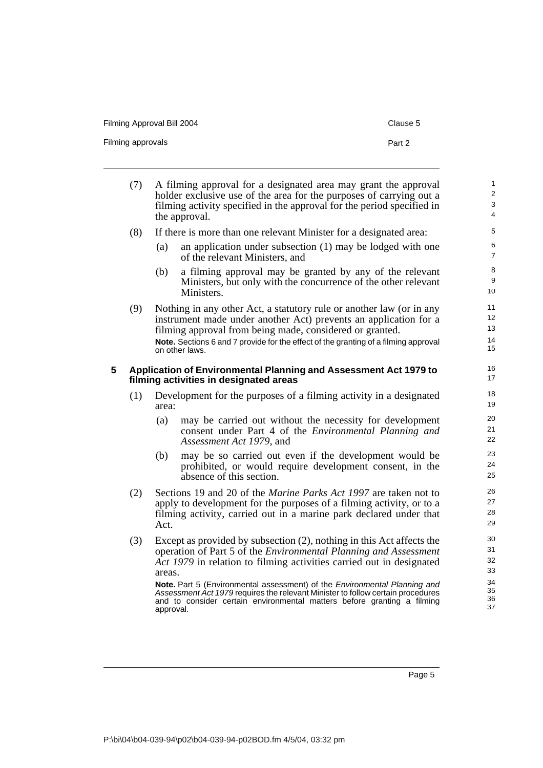(7) A filming approval for a designated area may grant the approval holder exclusive use of the area for the purposes of carrying out a filming activity specified in the approval for the period specified in the approval.

(8) If there is more than one relevant Minister for a designated area:

(a) an application under subsection (1) may be lodged with one of the relevant Ministers, and

(b) a filming approval may be granted by any of the relevant Ministers, but only with the concurrence of the other relevant Ministers.

(9) Nothing in any other Act, a statutory rule or another law (or in any instrument made under another Act) prevents an application for a filming approval from being made, considered or granted.

**Note.** Sections 6 and 7 provide for the effect of the granting of a filming approval on other laws.

### 5 Application of Environmental Planning and Assessment Act 1979 to filming activities in designated areas

(1) Development for the purposes of a filming activity in a designated area:

(a) may be carried out without the necessity for development consent under Part 4 of the *Environmental Planning and Assessment Act 1979*, and

(b) may be so carried out even if the development would be prohibited, or would require development consent, in the absence of this section.

(2) Sections 19 and 20 of the *Marine Parks Act 1997* are taken not to apply to development for the purposes of a filming activity, or to a filming activity, carried out in a marine park declared under that Act.

(3) Except as provided by subsection (2), nothing in this Act affects the operation of Part 5 of the *Environmental Planning and Assessment Act 1979* in relation to filming activities carried out in designated areas.

**Note.** Part 5 (Environmental assessment) of the *Environmental Planning and Assessment Act 1979* requires the relevant Minister to follow certain procedures and to consider certain environmental matters before granting a filming approval.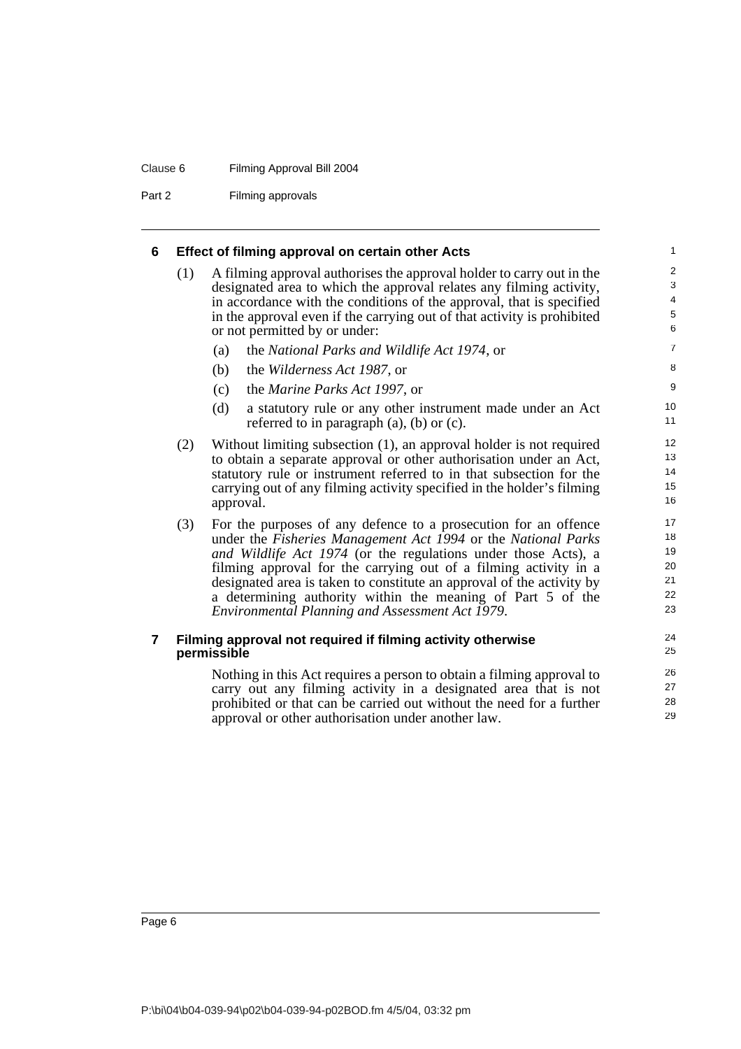## 6 Effect of filming approval on certain other Acts

(1) A filming approval authorises the approval holder to carry out in the designated area to which the approval relates any filming activity, in accordance with the conditions of the approval, that is specified in the approval even if the carrying out of that activity is prohibited or not permitted by or under:

(a) the *National Parks and Wildlife Act 1974*, or

(b) the *Wilderness Act 1987*, or

(c) the *Marine Parks Act 1997*, or

(d) a statutory rule or any other instrument made under an Act referred to in paragraph (a), (b) or (c).

(2) Without limiting subsection (1), an approval holder is not required to obtain a separate approval or other authorisation under an Act, statutory rule or instrument referred to in that subsection for the carrying out of any filming activity specified in the holder's filming approval.

(3) For the purposes of any defence to a prosecution for an offence under the *Fisheries Management Act 1994* or the *National Parks and Wildlife Act 1974* (or the regulations under those Acts), a filming approval for the carrying out of a filming activity in a designated area is taken to constitute an approval of the activity by a determining authority within the meaning of Part 5 of the *Environmental Planning and Assessment Act 1979*.

## 7 Filming approval not required if filming activity otherwise permissible

Nothing in this Act requires a person to obtain a filming approval to carry out any filming activity in a designated area that is not prohibited or that can be carried out without the need for a further approval or other authorisation under another law.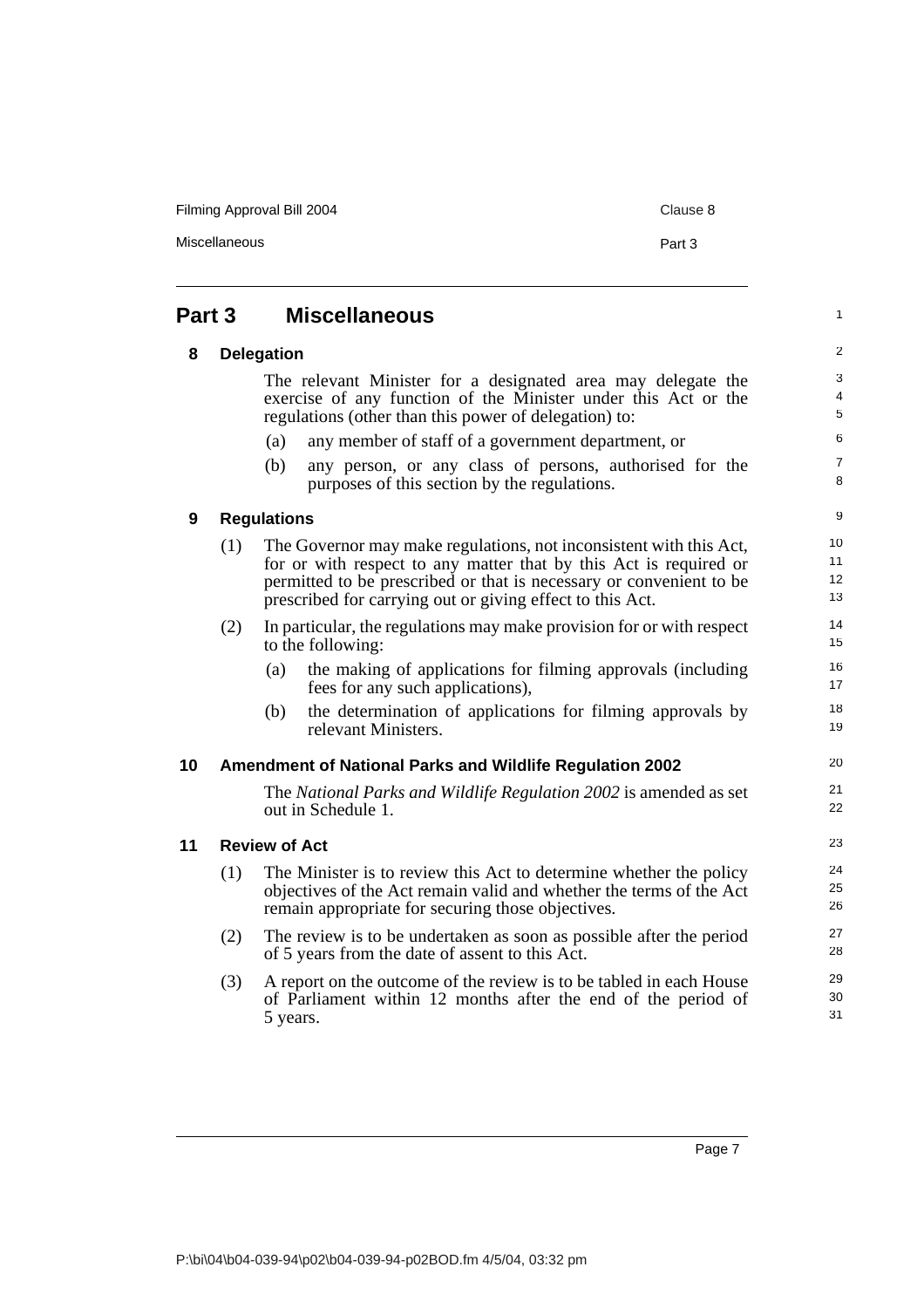## Part 3 Miscellaneous

### 8 Delegation

The relevant Minister for a designated area may delegate the exercise of any function of the Minister under this Act or the regulations (other than this power of delegation) to:

- (a) any member of staff of a government department, or
- (b) any person, or any class of persons, authorised for the purposes of this section by the regulations.

### 9 Regulations

(1) The Governor may make regulations, not inconsistent with this Act, for or with respect to any matter that by this Act is required or permitted to be prescribed or that is necessary or convenient to be prescribed for carrying out or giving effect to this Act.

(2) In particular, the regulations may make provision for or with respect to the following:

- (a) the making of applications for filming approvals (including fees for any such applications),
- (b) the determination of applications for filming approvals by relevant Ministers.

### 10 Amendment of National Parks and Wildlife Regulation 2002

The *National Parks and Wildlife Regulation 2002* is amended as set out in Schedule 1.

### 11 Review of Act

(1) The Minister is to review this Act to determine whether the policy objectives of the Act remain valid and whether the terms of the Act remain appropriate for securing those objectives.

(2) The review is to be undertaken as soon as possible after the period of 5 years from the date of assent to this Act.

(3) A report on the outcome of the review is to be tabled in each House of Parliament within 12 months after the end of the period of 5 years.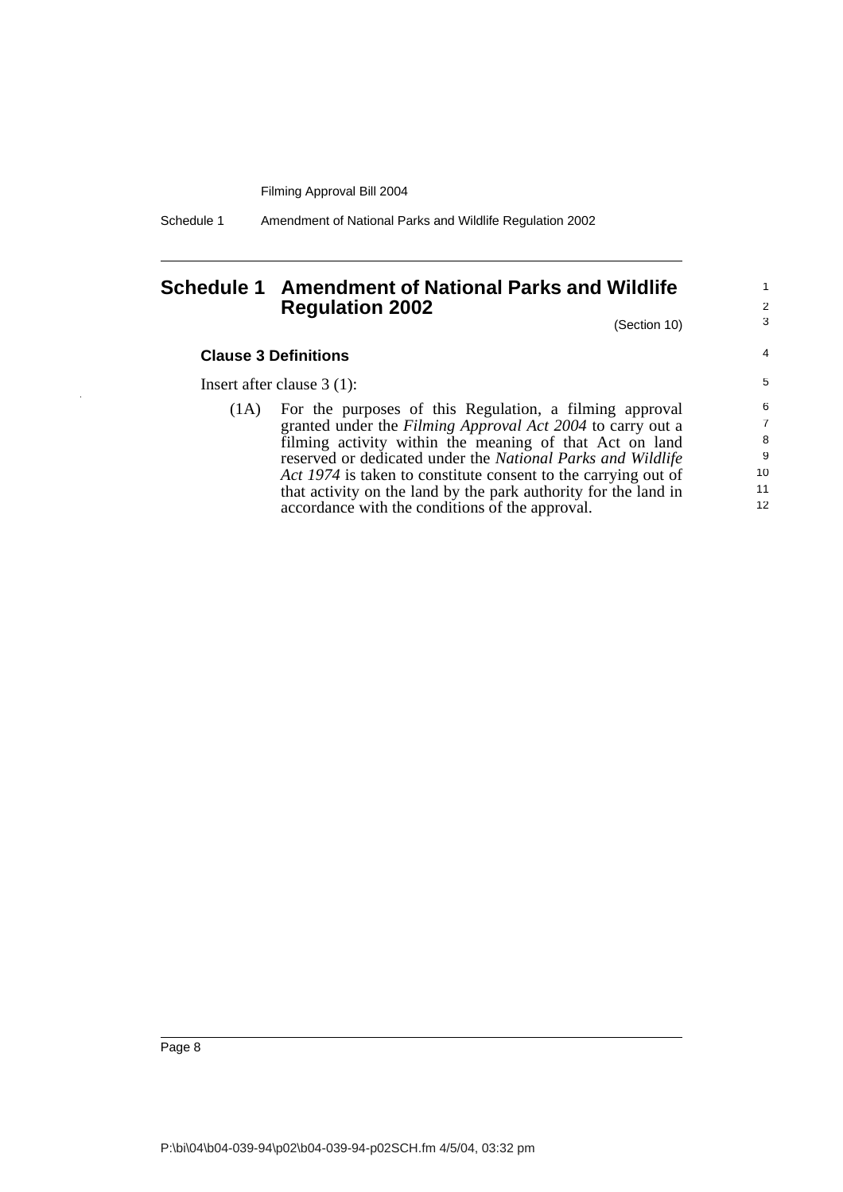# Schedule 1 Amendment of National Parks and Wildlife Regulation 2002

(Section 10)

### Clause 3 Definitions

Insert after clause 3 (1):

(1A) For the purposes of this Regulation, a filming approval granted under the *Filming Approval Act 2004* to carry out a filming activity within the meaning of that Act on land reserved or dedicated under the *National Parks and Wildlife Act 1974* is taken to constitute consent to the carrying out of that activity on the land by the park authority for the land in accordance with the conditions of the approval.